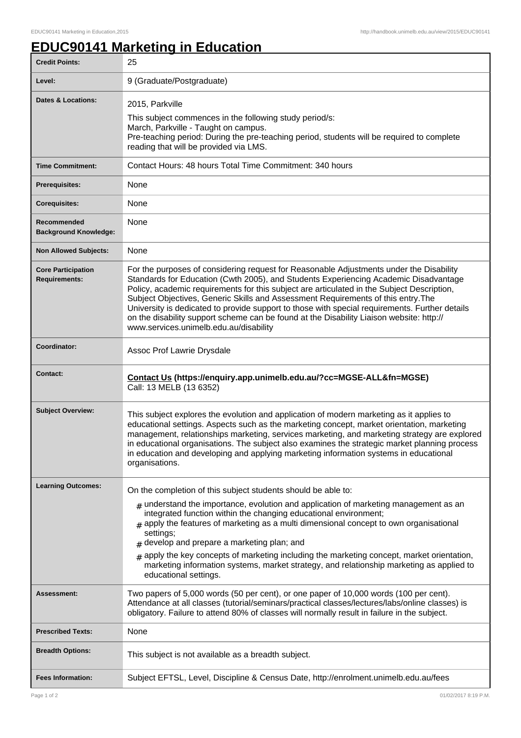# EDUC90141 Marketing in Education

| | |
|---|---|
| **Credit Points:** | 25 |
| **Level:** | 9 (Graduate/Postgraduate) |
| **Dates & Locations:** | 2015, Parkville<br>This subject commences in the following study period/s:<br>March, Parkville - Taught on campus.<br>Pre-teaching period: During the pre-teaching period, students will be required to complete reading that will be provided via LMS. |
| **Time Commitment:** | Contact Hours: 48 hours Total Time Commitment: 340 hours |
| **Prerequisites:** | None |
| **Corequisites:** | None |
| **Recommended Background Knowledge:** | None |
| **Non Allowed Subjects:** | None |
| **Core Participation Requirements:** | For the purposes of considering request for Reasonable Adjustments under the Disability Standards for Education (Cwth 2005), and Students Experiencing Academic Disadvantage Policy, academic requirements for this subject are articulated in the Subject Description, Subject Objectives, Generic Skills and Assessment Requirements of this entry.The University is dedicated to provide support to those with special requirements. Further details on the disability support scheme can be found at the Disability Liaison website: http://www.services.unimelb.edu.au/disability |
| **Coordinator:** | Assoc Prof Lawrie Drysdale |
| **Contact:** | **Contact Us (https://enquiry.app.unimelb.edu.au/?cc=MGSE-ALL&fn=MGSE)**<br>Call: 13 MELB (13 6352) |
| **Subject Overview:** | This subject explores the evolution and application of modern marketing as it applies to educational settings. Aspects such as the marketing concept, market orientation, marketing management, relationships marketing, services marketing, and marketing strategy are explored in educational organisations. The subject also examines the strategic market planning process in education and developing and applying marketing information systems in educational organisations. |
| **Learning Outcomes:** | On the completion of this subject students should be able to:<br># understand the importance, evolution and application of marketing management as an integrated function within the changing educational environment;<br># apply the features of marketing as a multi dimensional concept to own organisational settings;<br># develop and prepare a marketing plan; and<br># apply the key concepts of marketing including the marketing concept, market orientation, marketing information systems, market strategy, and relationship marketing as applied to educational settings. |
| **Assessment:** | Two papers of 5,000 words (50 per cent), or one paper of 10,000 words (100 per cent). Attendance at all classes (tutorial/seminars/practical classes/lectures/labs/online classes) is obligatory. Failure to attend 80% of classes will normally result in failure in the subject. |
| **Prescribed Texts:** | None |
| **Breadth Options:** | This subject is not available as a breadth subject. |
| **Fees Information:** | Subject EFTSL, Level, Discipline & Census Date, http://enrolment.unimelb.edu.au/fees |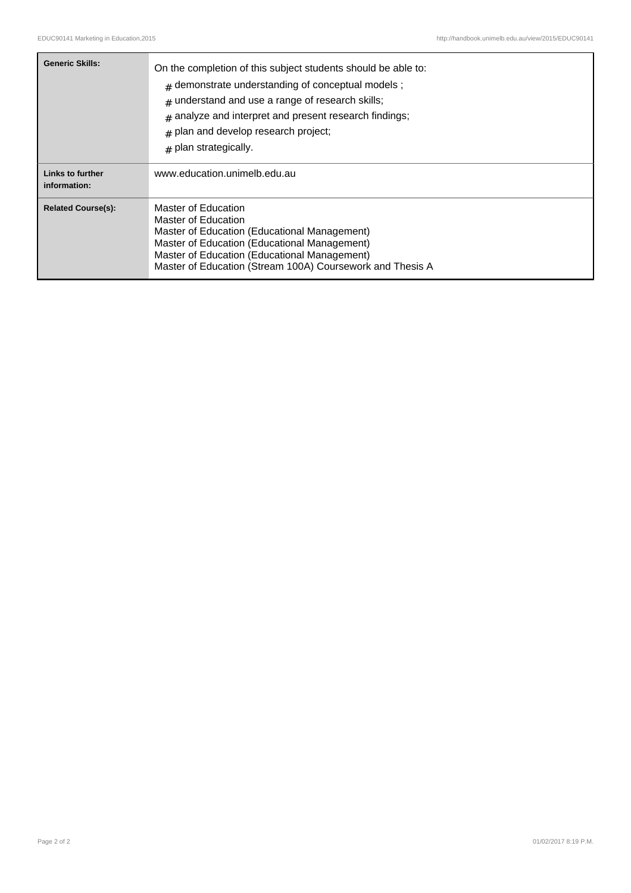| | |
|---|---|
| **Generic Skills:** | On the completion of this subject students should be able to:<br># demonstrate understanding of conceptual models ;<br># understand and use a range of research skills;<br># analyze and interpret and present research findings;<br># plan and develop research project;<br># plan strategically. |
| **Links to further information:** | www.education.unimelb.edu.au |
| **Related Course(s):** | Master of Education<br>Master of Education<br>Master of Education (Educational Management)<br>Master of Education (Educational Management)<br>Master of Education (Educational Management)<br>Master of Education (Stream 100A) Coursework and Thesis A |